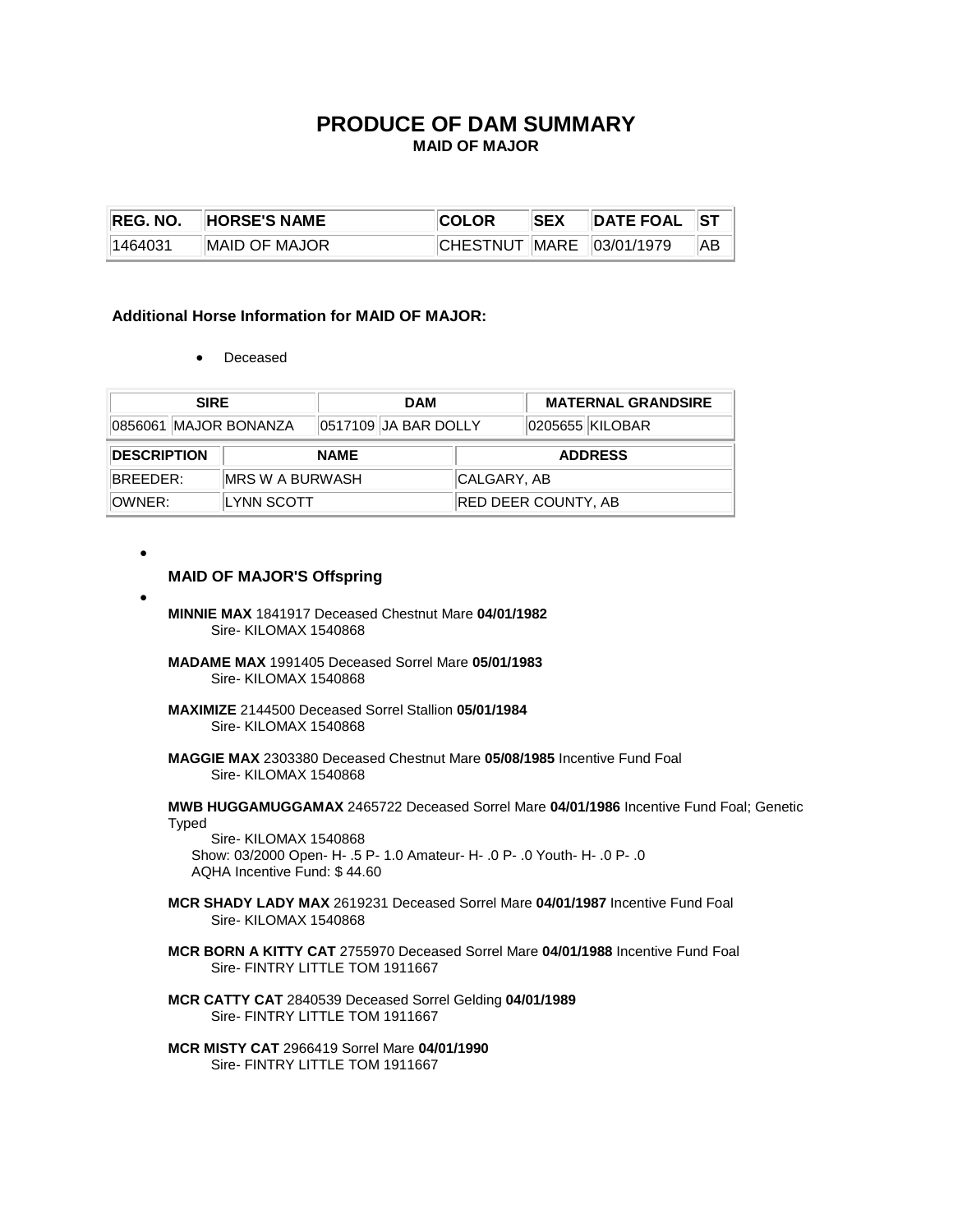# PRODUCE OF DAM SUMMARY

## MAID OF MAJOR

| REG. NO. | HORSE'S NAME | COLOR | SEX | DATE FOAL | ST |
|---|---|---|---|---|---|
| 1464031 | MAID OF MAJOR | CHESTNUT | MARE | 03/01/1979 | AB |

**Additional Horse Information for MAID OF MAJOR:**

- Deceased

| SIRE | | DAM | | MATERNAL GRANDSIRE | |
|---|---|---|---|---|---|
| 0856061 | MAJOR BONANZA | 0517109 | JA BAR DOLLY | 0205655 | KILOBAR |

| DESCRIPTION | NAME | ADDRESS |
|---|---|---|
| BREEDER: | MRS W A BURWASH | CALGARY, AB |
| OWNER: | LYNN SCOTT | RED DEER COUNTY, AB |

- **MAID OF MAJOR'S Offspring**

- **MINNIE MAX** 1841917 Deceased Chestnut Mare **04/01/1982**
  Sire- KILOMAX 1540868

  **MADAME MAX** 1991405 Deceased Sorrel Mare **05/01/1983**
  Sire- KILOMAX 1540868

  **MAXIMIZE** 2144500 Deceased Sorrel Stallion **05/01/1984**
  Sire- KILOMAX 1540868

  **MAGGIE MAX** 2303380 Deceased Chestnut Mare **05/08/1985** Incentive Fund Foal
  Sire- KILOMAX 1540868

  **MWB HUGGAMUGGAMAX** 2465722 Deceased Sorrel Mare **04/01/1986** Incentive Fund Foal; Genetic Typed
  Sire- KILOMAX 1540868
  Show: 03/2000 Open- H- .5 P- 1.0 Amateur- H- .0 P- .0 Youth- H- .0 P- .0
  AQHA Incentive Fund: $ 44.60

  **MCR SHADY LADY MAX** 2619231 Deceased Sorrel Mare **04/01/1987** Incentive Fund Foal
  Sire- KILOMAX 1540868

  **MCR BORN A KITTY CAT** 2755970 Deceased Sorrel Mare **04/01/1988** Incentive Fund Foal
  Sire- FINTRY LITTLE TOM 1911667

  **MCR CATTY CAT** 2840539 Deceased Sorrel Gelding **04/01/1989**
  Sire- FINTRY LITTLE TOM 1911667

  **MCR MISTY CAT** 2966419 Sorrel Mare **04/01/1990**
  Sire- FINTRY LITTLE TOM 1911667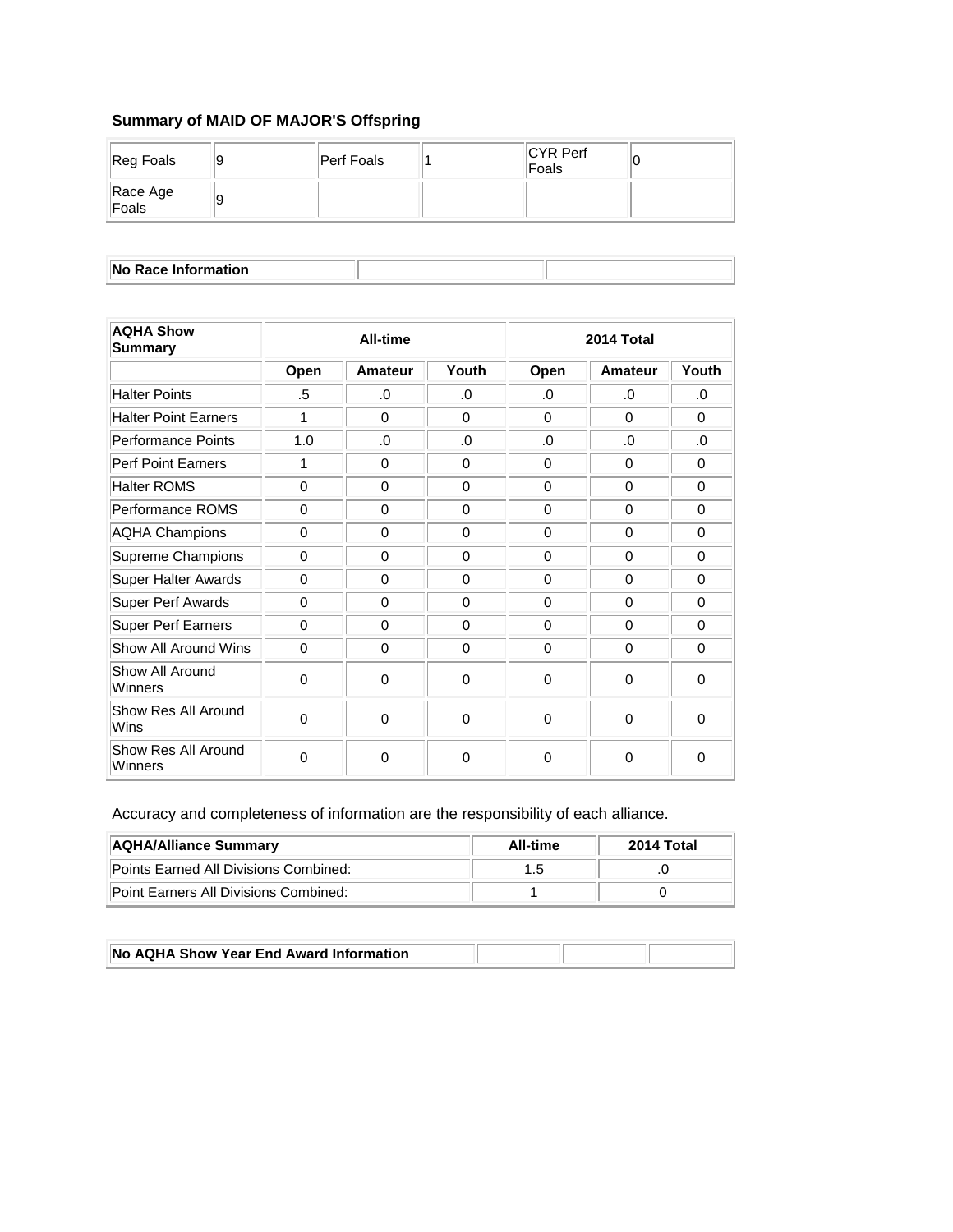### Summary of MAID OF MAJOR'S Offspring

| | | | | | |
|---|---|---|---|---|---|
| Reg Foals | 9 | Perf Foals | 1 | CYR Perf Foals | 0 |
| Race Age Foals | 9 | | | | |

| | | |
|---|---|---|
| **No Race Information** | | |

| **AQHA Show Summary** | **All-time** | | | **2014 Total** | | |
|---|---|---|---|---|---|---|
| | **Open** | **Amateur** | **Youth** | **Open** | **Amateur** | **Youth** |
| Halter Points | .5 | .0 | .0 | .0 | .0 | .0 |
| Halter Point Earners | 1 | 0 | 0 | 0 | 0 | 0 |
| Performance Points | 1.0 | .0 | .0 | .0 | .0 | .0 |
| Perf Point Earners | 1 | 0 | 0 | 0 | 0 | 0 |
| Halter ROMS | 0 | 0 | 0 | 0 | 0 | 0 |
| Performance ROMS | 0 | 0 | 0 | 0 | 0 | 0 |
| AQHA Champions | 0 | 0 | 0 | 0 | 0 | 0 |
| Supreme Champions | 0 | 0 | 0 | 0 | 0 | 0 |
| Super Halter Awards | 0 | 0 | 0 | 0 | 0 | 0 |
| Super Perf Awards | 0 | 0 | 0 | 0 | 0 | 0 |
| Super Perf Earners | 0 | 0 | 0 | 0 | 0 | 0 |
| Show All Around Wins | 0 | 0 | 0 | 0 | 0 | 0 |
| Show All Around Winners | 0 | 0 | 0 | 0 | 0 | 0 |
| Show Res All Around Wins | 0 | 0 | 0 | 0 | 0 | 0 |
| Show Res All Around Winners | 0 | 0 | 0 | 0 | 0 | 0 |

Accuracy and completeness of information are the responsibility of each alliance.

| **AQHA/Alliance Summary** | **All-time** | **2014 Total** |
|---|---|---|
| Points Earned All Divisions Combined: | 1.5 | .0 |
| Point Earners All Divisions Combined: | 1 | 0 |

| | | | |
|---|---|---|---|
| **No AQHA Show Year End Award Information** | | | |